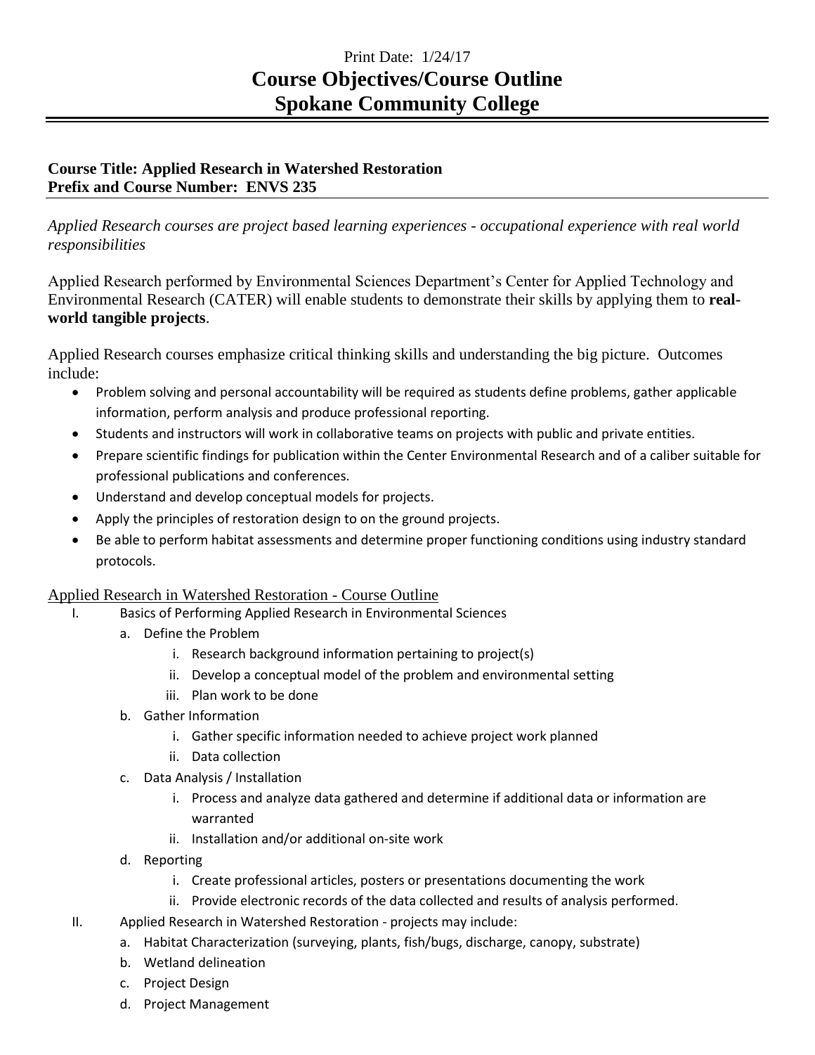Print Date: 1/24/17

# Course Objectives/Course Outline
# Spokane Community College

**Course Title: Applied Research in Watershed Restoration**
**Prefix and Course Number: ENVS 235**

---

*Applied Research courses are project based learning experiences - occupational experience with real world responsibilities*

Applied Research performed by Environmental Sciences Department's Center for Applied Technology and Environmental Research (CATER) will enable students to demonstrate their skills by applying them to **real-world tangible projects**.

Applied Research courses emphasize critical thinking skills and understanding the big picture. Outcomes include:

- Problem solving and personal accountability will be required as students define problems, gather applicable information, perform analysis and produce professional reporting.
- Students and instructors will work in collaborative teams on projects with public and private entities.
- Prepare scientific findings for publication within the Center Environmental Research and of a caliber suitable for professional publications and conferences.
- Understand and develop conceptual models for projects.
- Apply the principles of restoration design to on the ground projects.
- Be able to perform habitat assessments and determine proper functioning conditions using industry standard protocols.

## Applied Research in Watershed Restoration - Course Outline

I. Basics of Performing Applied Research in Environmental Sciences
   a. Define the Problem
      i. Research background information pertaining to project(s)
      ii. Develop a conceptual model of the problem and environmental setting
      iii. Plan work to be done
   b. Gather Information
      i. Gather specific information needed to achieve project work planned
      ii. Data collection
   c. Data Analysis / Installation
      i. Process and analyze data gathered and determine if additional data or information are warranted
      ii. Installation and/or additional on-site work
   d. Reporting
      i. Create professional articles, posters or presentations documenting the work
      ii. Provide electronic records of the data collected and results of analysis performed.

II. Applied Research in Watershed Restoration - projects may include:
   a. Habitat Characterization (surveying, plants, fish/bugs, discharge, canopy, substrate)
   b. Wetland delineation
   c. Project Design
   d. Project Management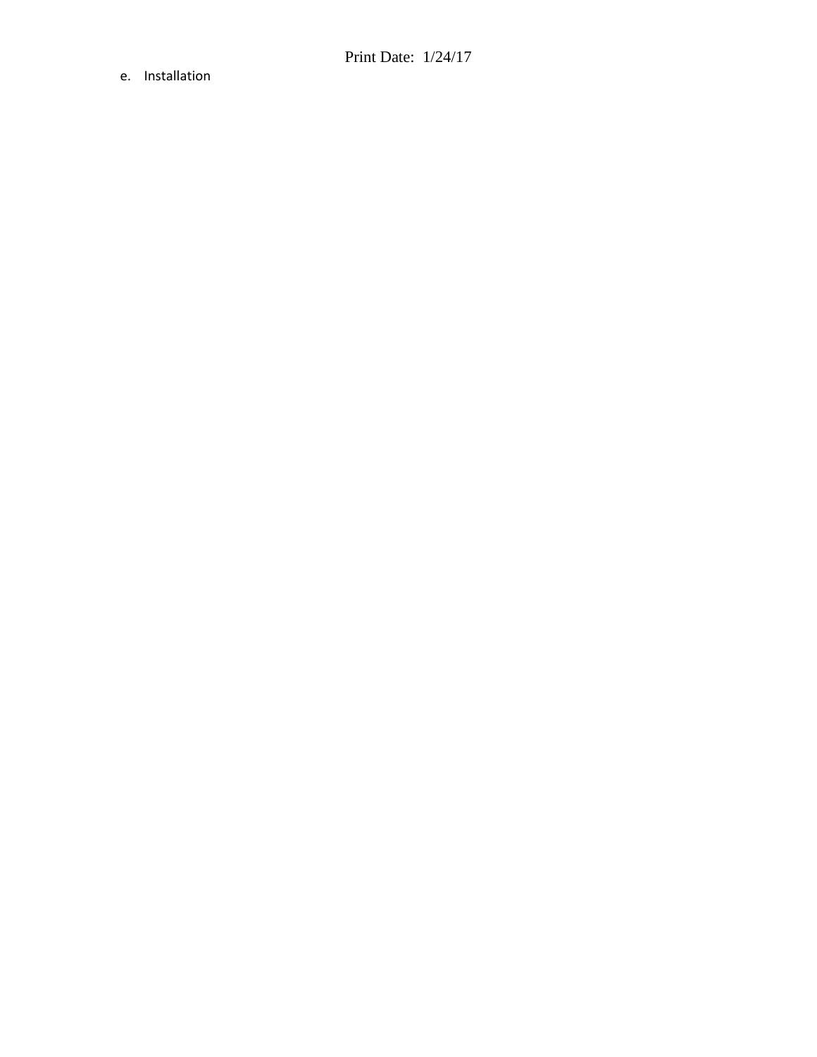e. Installation